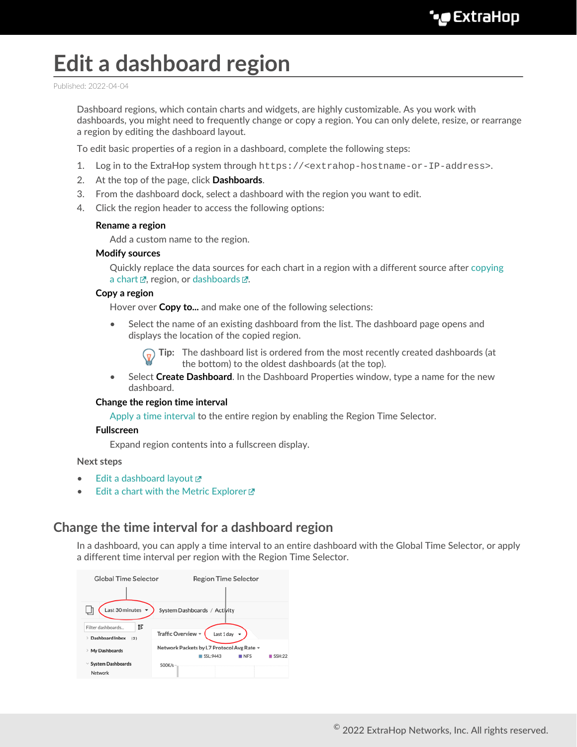# Edit a dashboard region

Published: 2022-04-04

Dashboard regions, which contain charts and widgets, are highly customizable. As you work with dashboards, you might need to frequently change or copy a region. You can only delete, resize, or rearrange a region by editing the dashboard layout.

To edit basic properties of a region in a dashboard, complete the following steps:

1. Log in to the ExtraHop system through `https://<extrahop-hostname-or-IP-address>`.
2. At the top of the page, click **Dashboards**.
3. From the dashboard dock, select a dashboard with the region you want to edit.
4. Click the region header to access the following options:

   **Rename a region**

   Add a custom name to the region.

   **Modify sources**

   Quickly replace the data sources for each chart in a region with a different source after copying a chart, region, or dashboards.

   **Copy a region**

   Hover over **Copy to...** and make one of the following selections:

   - Select the name of an existing dashboard from the list. The dashboard page opens and displays the location of the copied region.

     **Tip:** The dashboard list is ordered from the most recently created dashboards (at the bottom) to the oldest dashboards (at the top).

   - Select **Create Dashboard**. In the Dashboard Properties window, type a name for the new dashboard.

   **Change the region time interval**

   Apply a time interval to the entire region by enabling the Region Time Selector.

   **Fullscreen**

   Expand region contents into a fullscreen display.

Next steps

- Edit a dashboard layout
- Edit a chart with the Metric Explorer

## Change the time interval for a dashboard region

In a dashboard, you can apply a time interval to an entire dashboard with the Global Time Selector, or apply a different time interval per region with the Region Time Selector.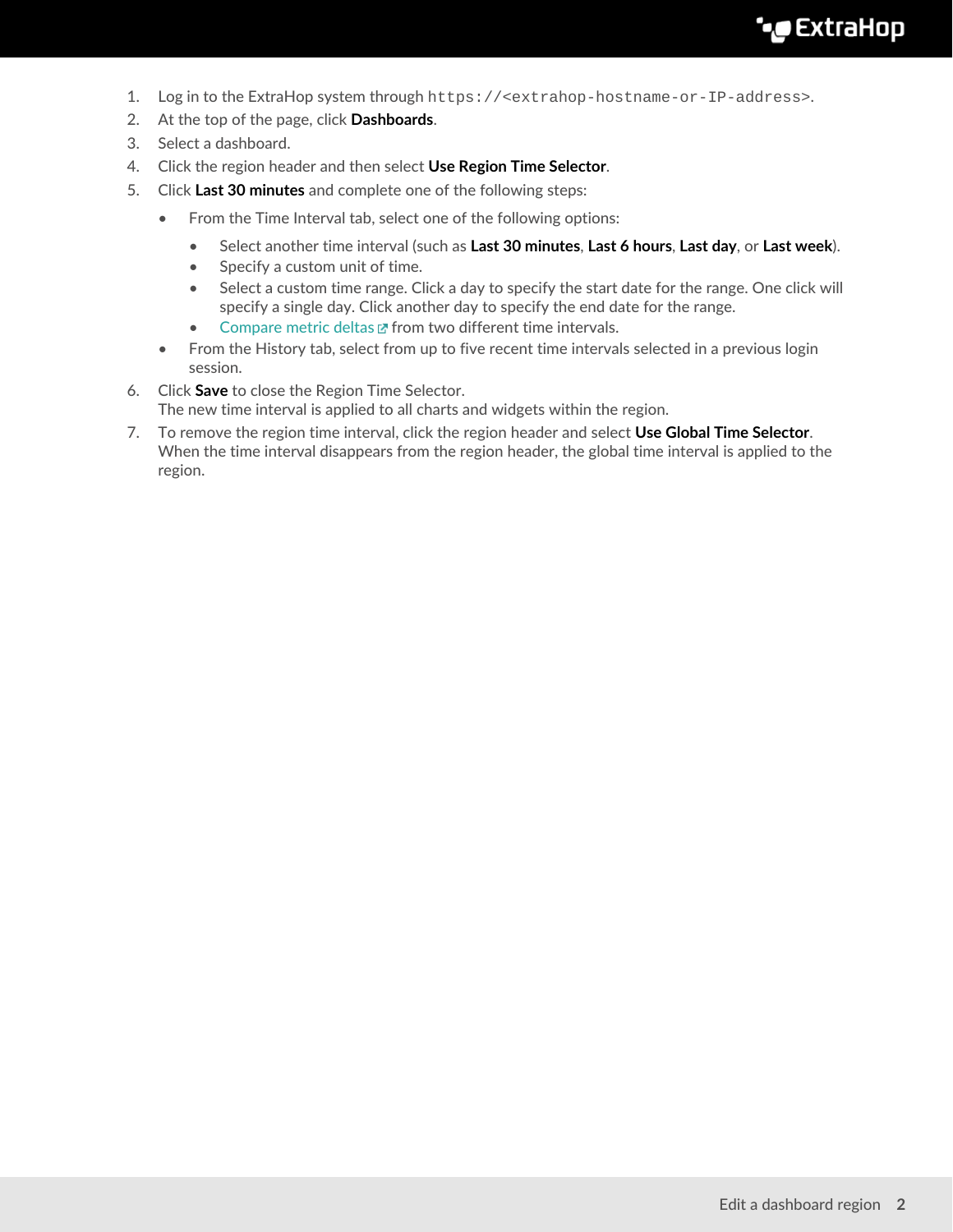1. Log in to the ExtraHop system through `https://<extrahop-hostname-or-IP-address>`.
2. At the top of the page, click **Dashboards**.
3. Select a dashboard.
4. Click the region header and then select **Use Region Time Selector**.
5. Click **Last 30 minutes** and complete one of the following steps:
   - From the Time Interval tab, select one of the following options:
     - Select another time interval (such as **Last 30 minutes**, **Last 6 hours**, **Last day**, or **Last week**).
     - Specify a custom unit of time.
     - Select a custom time range. Click a day to specify the start date for the range. One click will specify a single day. Click another day to specify the end date for the range.
     - Compare metric deltas from two different time intervals.
   - From the History tab, select from up to five recent time intervals selected in a previous login session.
6. Click **Save** to close the Region Time Selector.
   The new time interval is applied to all charts and widgets within the region.
7. To remove the region time interval, click the region header and select **Use Global Time Selector**. When the time interval disappears from the region header, the global time interval is applied to the region.